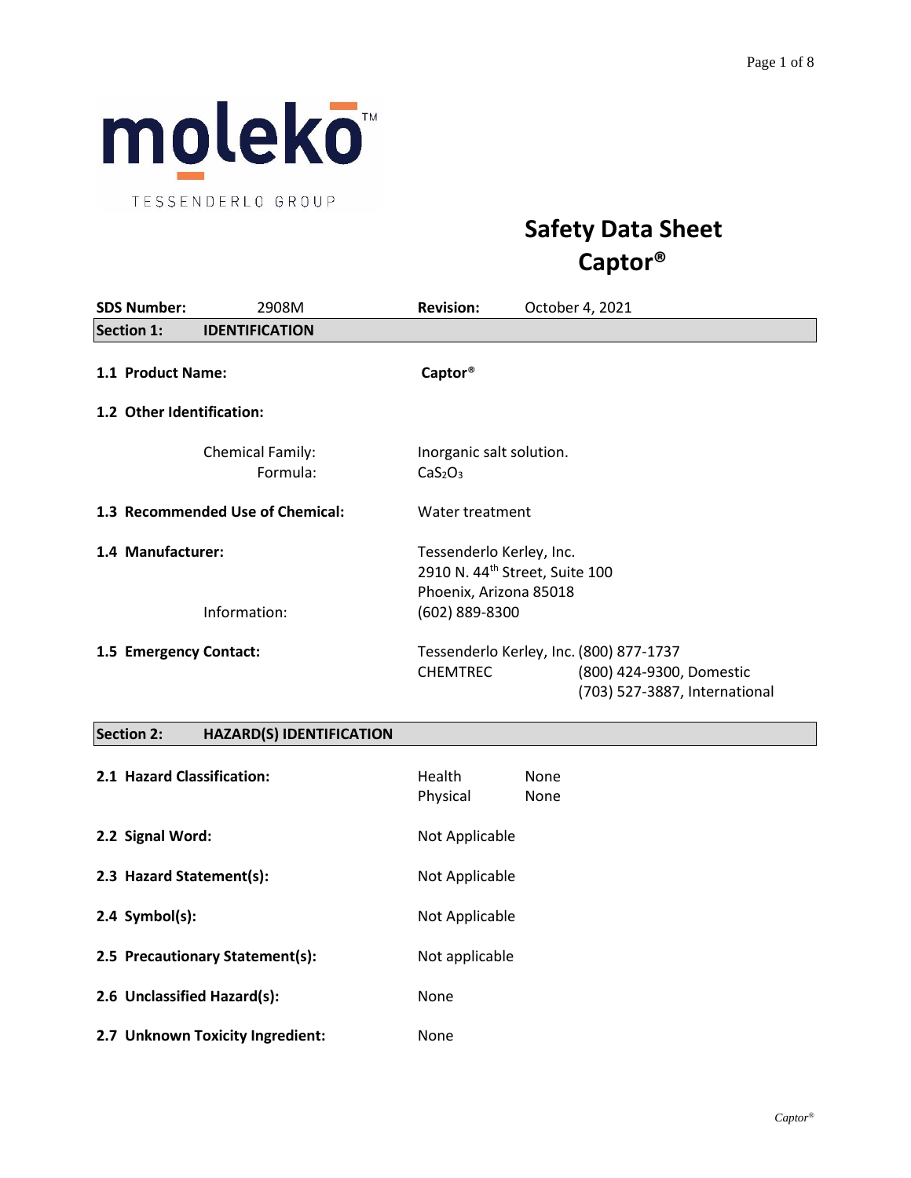moleko™

TESSENDERLO GROUP

# Safety Data Sheet
# Captor®

| **SDS Number:** | 2908M | **Revision:** | October 4, 2021 |
|---|---|---|---|

## Section 1: IDENTIFICATION

**1.1 Product Name:** **Captor®**

**1.2 Other Identification:**

| | |
|---|---|
| Chemical Family: | Inorganic salt solution. |
| Formula: | $CaS_2O_3$ |

**1.3 Recommended Use of Chemical:** Water treatment

**1.4 Manufacturer:**

Tessenderlo Kerley, Inc.
2910 N. 44th Street, Suite 100
Phoenix, Arizona 85018

Information: (602) 889-8300

**1.5 Emergency Contact:**

Tessenderlo Kerley, Inc. (800) 877-1737
CHEMTREC (800) 424-9300, Domestic
(703) 527-3887, International

## Section 2: HAZARD(S) IDENTIFICATION

**2.1 Hazard Classification:**

| | |
|---|---|
| Health | None |
| Physical | None |

**2.2 Signal Word:** Not Applicable

**2.3 Hazard Statement(s):** Not Applicable

**2.4 Symbol(s):** Not Applicable

**2.5 Precautionary Statement(s):** Not applicable

**2.6 Unclassified Hazard(s):** None

**2.7 Unknown Toxicity Ingredient:** None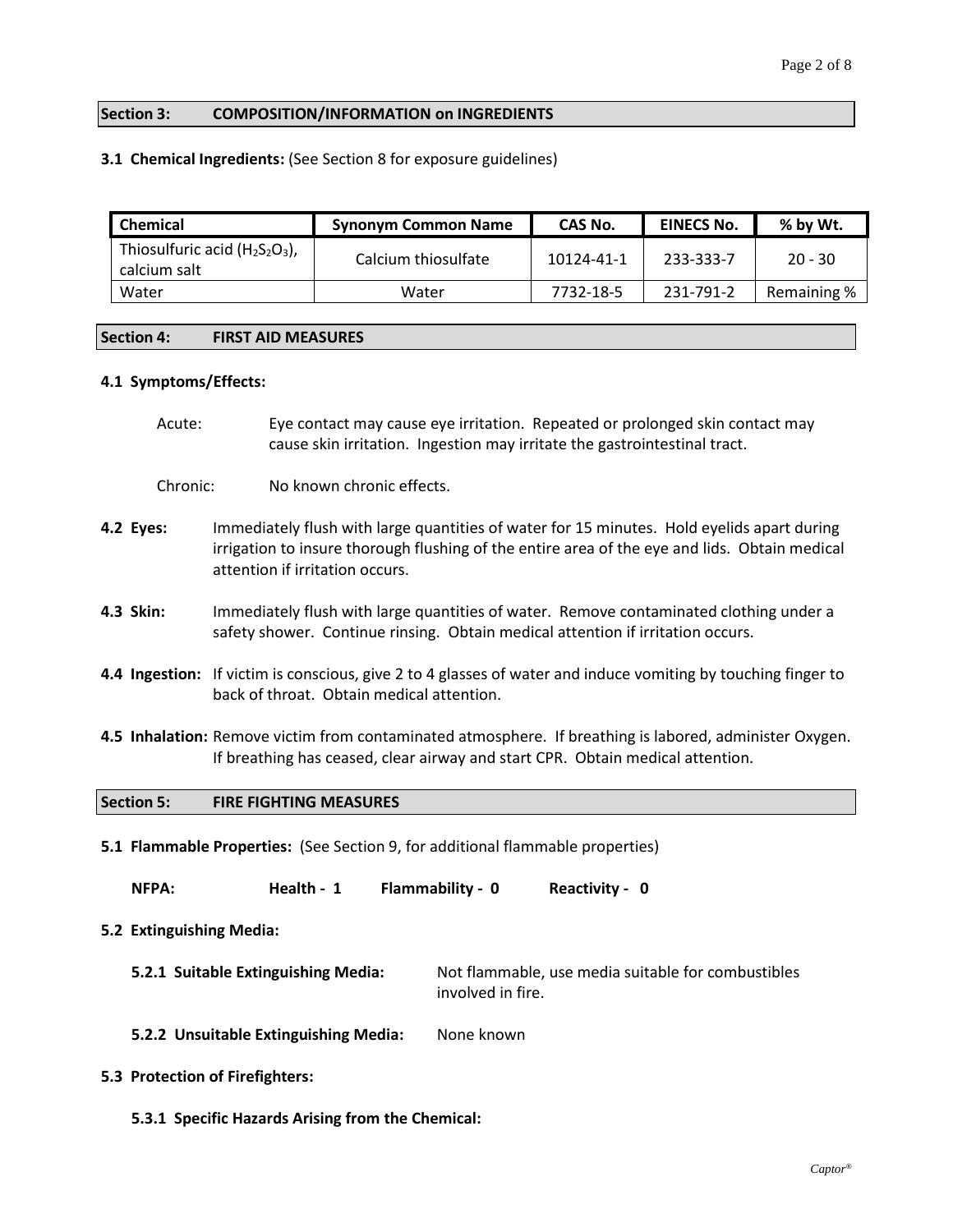## Section 3: COMPOSITION/INFORMATION on INGREDIENTS

**3.1 Chemical Ingredients:** (See Section 8 for exposure guidelines)

| Chemical | Synonym Common Name | CAS No. | EINECS No. | % by Wt. |
|---|---|---|---|---|
| Thiosulfuric acid ($H_2S_2O_3$), calcium salt | Calcium thiosulfate | 10124-41-1 | 233-333-7 | 20 - 30 |
| Water | Water | 7732-18-5 | 231-791-2 | Remaining % |

## Section 4: FIRST AID MEASURES

**4.1 Symptoms/Effects:**

Acute: Eye contact may cause eye irritation. Repeated or prolonged skin contact may cause skin irritation. Ingestion may irritate the gastrointestinal tract.

Chronic: No known chronic effects.

**4.2 Eyes:** Immediately flush with large quantities of water for 15 minutes. Hold eyelids apart during irrigation to insure thorough flushing of the entire area of the eye and lids. Obtain medical attention if irritation occurs.

**4.3 Skin:** Immediately flush with large quantities of water. Remove contaminated clothing under a safety shower. Continue rinsing. Obtain medical attention if irritation occurs.

**4.4 Ingestion:** If victim is conscious, give 2 to 4 glasses of water and induce vomiting by touching finger to back of throat. Obtain medical attention.

**4.5 Inhalation:** Remove victim from contaminated atmosphere. If breathing is labored, administer Oxygen. If breathing has ceased, clear airway and start CPR. Obtain medical attention.

## Section 5: FIRE FIGHTING MEASURES

**5.1 Flammable Properties:** (See Section 9, for additional flammable properties)

**NFPA:** **Health - 1** **Flammability - 0** **Reactivity - 0**

**5.2 Extinguishing Media:**

**5.2.1 Suitable Extinguishing Media:** Not flammable, use media suitable for combustibles involved in fire.

**5.2.2 Unsuitable Extinguishing Media:** None known

**5.3 Protection of Firefighters:**

**5.3.1 Specific Hazards Arising from the Chemical:**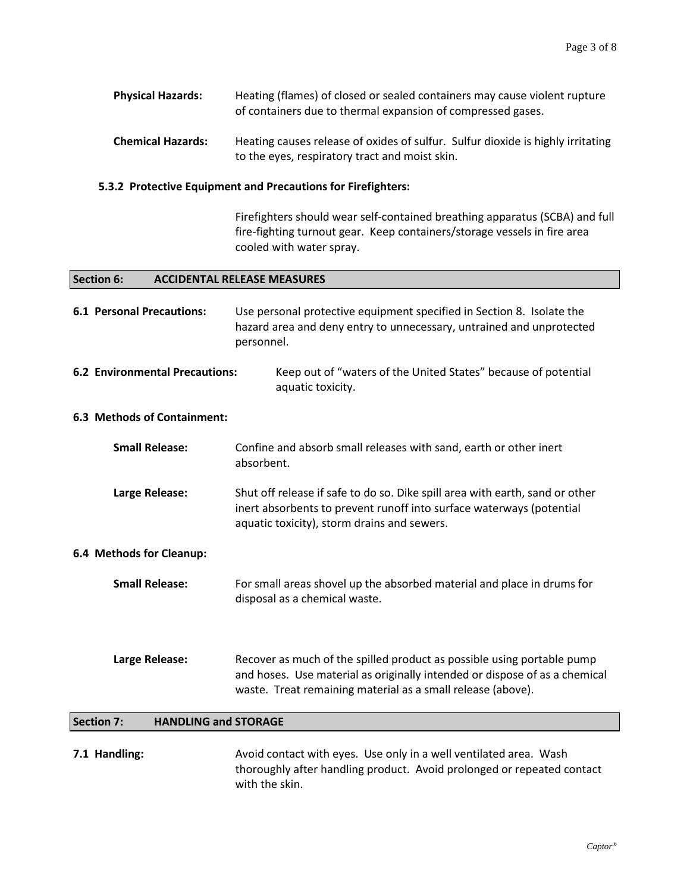**Physical Hazards:** Heating (flames) of closed or sealed containers may cause violent rupture of containers due to thermal expansion of compressed gases.

**Chemical Hazards:** Heating causes release of oxides of sulfur. Sulfur dioxide is highly irritating to the eyes, respiratory tract and moist skin.

### 5.3.2 Protective Equipment and Precautions for Firefighters:

Firefighters should wear self-contained breathing apparatus (SCBA) and full fire-fighting turnout gear. Keep containers/storage vessels in fire area cooled with water spray.

## Section 6: ACCIDENTAL RELEASE MEASURES

**6.1 Personal Precautions:** Use personal protective equipment specified in Section 8. Isolate the hazard area and deny entry to unnecessary, untrained and unprotected personnel.

**6.2 Environmental Precautions:** Keep out of "waters of the United States" because of potential aquatic toxicity.

**6.3 Methods of Containment:**

**Small Release:** Confine and absorb small releases with sand, earth or other inert absorbent.

**Large Release:** Shut off release if safe to do so. Dike spill area with earth, sand or other inert absorbents to prevent runoff into surface waterways (potential aquatic toxicity), storm drains and sewers.

**6.4 Methods for Cleanup:**

**Small Release:** For small areas shovel up the absorbed material and place in drums for disposal as a chemical waste.

**Large Release:** Recover as much of the spilled product as possible using portable pump and hoses. Use material as originally intended or dispose of as a chemical waste. Treat remaining material as a small release (above).

## Section 7: HANDLING and STORAGE

**7.1 Handling:** Avoid contact with eyes. Use only in a well ventilated area. Wash thoroughly after handling product. Avoid prolonged or repeated contact with the skin.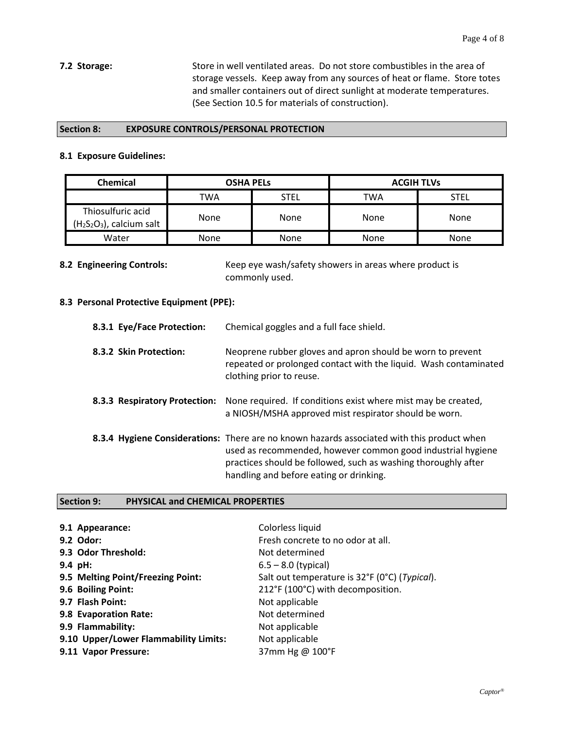**7.2 Storage:** Store in well ventilated areas. Do not store combustibles in the area of storage vessels. Keep away from any sources of heat or flame. Store totes and smaller containers out of direct sunlight at moderate temperatures. (See Section 10.5 for materials of construction).

## Section 8: EXPOSURE CONTROLS/PERSONAL PROTECTION

### 8.1 Exposure Guidelines:

| Chemical | OSHA PELs | | ACGIH TLVs | |
|---|---|---|---|---|
| | TWA | STEL | TWA | STEL |
| Thiosulfuric acid ($H_2S_2O_3$), calcium salt | None | None | None | None |
| Water | None | None | None | None |

**8.2 Engineering Controls:** Keep eye wash/safety showers in areas where product is commonly used.

### 8.3 Personal Protective Equipment (PPE):

**8.3.1 Eye/Face Protection:** Chemical goggles and a full face shield.

**8.3.2 Skin Protection:** Neoprene rubber gloves and apron should be worn to prevent repeated or prolonged contact with the liquid. Wash contaminated clothing prior to reuse.

**8.3.3 Respiratory Protection:** None required. If conditions exist where mist may be created, a NIOSH/MSHA approved mist respirator should be worn.

**8.3.4 Hygiene Considerations:** There are no known hazards associated with this product when used as recommended, however common good industrial hygiene practices should be followed, such as washing thoroughly after handling and before eating or drinking.

## Section 9: PHYSICAL and CHEMICAL PROPERTIES

**9.1 Appearance:** Colorless liquid
**9.2 Odor:** Fresh concrete to no odor at all.
**9.3 Odor Threshold:** Not determined
**9.4 pH:** 6.5 – 8.0 (typical)
**9.5 Melting Point/Freezing Point:** Salt out temperature is 32°F (0°C) (*Typical*).
**9.6 Boiling Point:** 212°F (100°C) with decomposition.
**9.7 Flash Point:** Not applicable
**9.8 Evaporation Rate:** Not determined
**9.9 Flammability:** Not applicable
**9.10 Upper/Lower Flammability Limits:** Not applicable
**9.11 Vapor Pressure:** 37mm Hg @ 100°F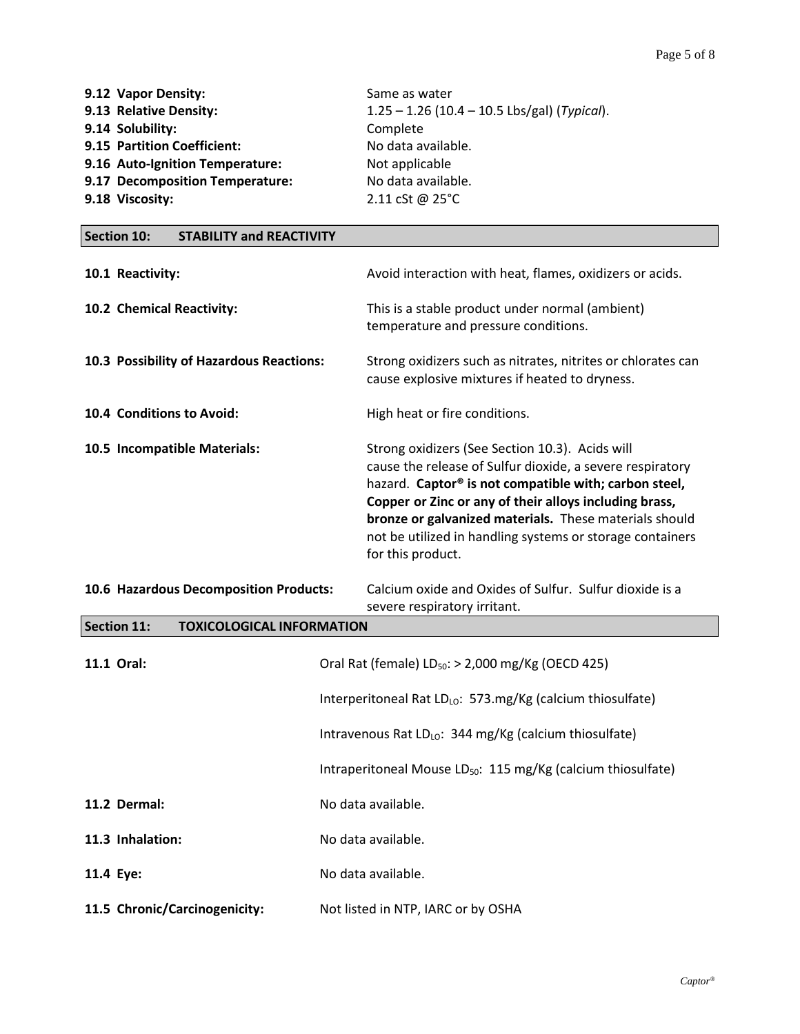**9.12 Vapor Density:** Same as water

**9.13 Relative Density:** 1.25 – 1.26 (10.4 – 10.5 Lbs/gal) (*Typical*).

**9.14 Solubility:** Complete

**9.15 Partition Coefficient:** No data available.

**9.16 Auto-Ignition Temperature:** Not applicable

**9.17 Decomposition Temperature:** No data available.

**9.18 Viscosity:** 2.11 cSt @ 25°C

## Section 10: STABILITY and REACTIVITY

**10.1 Reactivity:** Avoid interaction with heat, flames, oxidizers or acids.

**10.2 Chemical Reactivity:** This is a stable product under normal (ambient) temperature and pressure conditions.

**10.3 Possibility of Hazardous Reactions:** Strong oxidizers such as nitrates, nitrites or chlorates can cause explosive mixtures if heated to dryness.

**10.4 Conditions to Avoid:** High heat or fire conditions.

**10.5 Incompatible Materials:** Strong oxidizers (See Section 10.3). Acids will cause the release of Sulfur dioxide, a severe respiratory hazard. **Captor® is not compatible with; carbon steel, Copper or Zinc or any of their alloys including brass, bronze or galvanized materials.** These materials should not be utilized in handling systems or storage containers for this product.

**10.6 Hazardous Decomposition Products:** Calcium oxide and Oxides of Sulfur. Sulfur dioxide is a severe respiratory irritant.

## Section 11: TOXICOLOGICAL INFORMATION

**11.1 Oral:** Oral Rat (female) $LD_{50}$: > 2,000 mg/Kg (OECD 425)

Interperitoneal Rat $LD_{LO}$: 573.mg/Kg (calcium thiosulfate)

Intravenous Rat $LD_{LO}$: 344 mg/Kg (calcium thiosulfate)

Intraperitoneal Mouse $LD_{50}$: 115 mg/Kg (calcium thiosulfate)

**11.2 Dermal:** No data available.

**11.3 Inhalation:** No data available.

**11.4 Eye:** No data available.

**11.5 Chronic/Carcinogenicity:** Not listed in NTP, IARC or by OSHA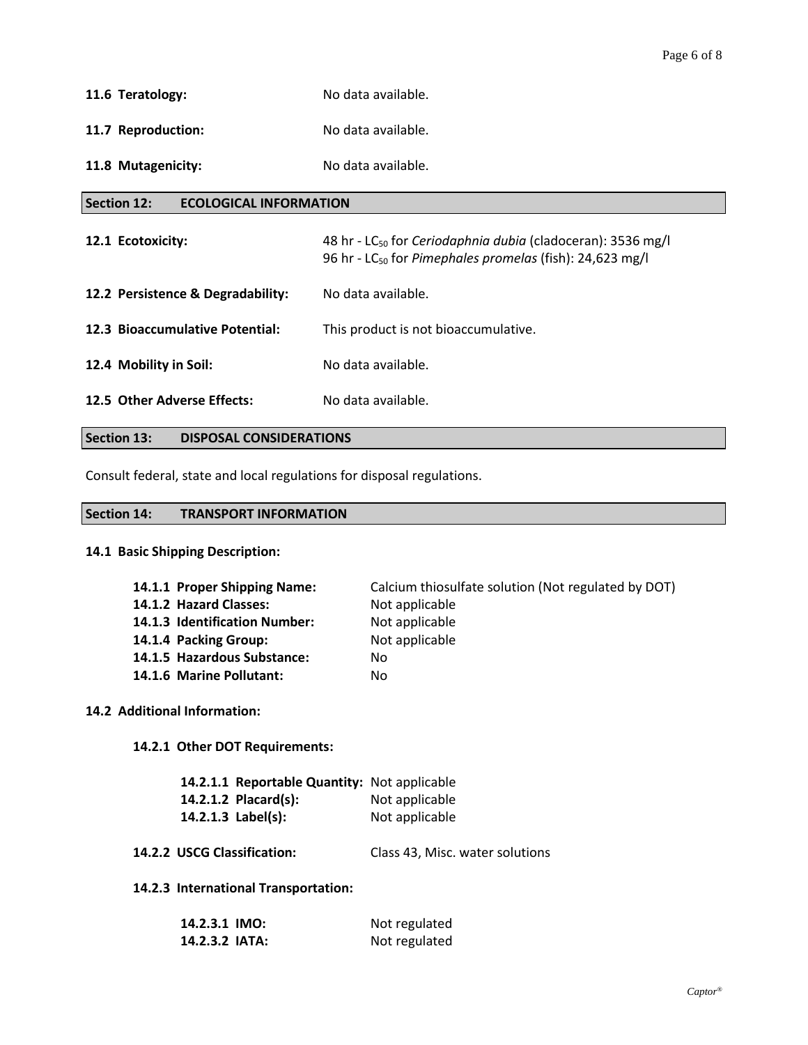**11.6 Teratology:** No data available.

**11.7 Reproduction:** No data available.

**11.8 Mutagenicity:** No data available.

## Section 12: ECOLOGICAL INFORMATION

**12.1 Ecotoxicity:** 48 hr - $LC_{50}$ for *Ceriodaphnia dubia* (cladoceran): 3536 mg/l
96 hr - $LC_{50}$ for *Pimephales promelas* (fish): 24,623 mg/l

**12.2 Persistence & Degradability:** No data available.

**12.3 Bioaccumulative Potential:** This product is not bioaccumulative.

**12.4 Mobility in Soil:** No data available.

**12.5 Other Adverse Effects:** No data available.

## Section 13: DISPOSAL CONSIDERATIONS

Consult federal, state and local regulations for disposal regulations.

## Section 14: TRANSPORT INFORMATION

**14.1 Basic Shipping Description:**

**14.1.1 Proper Shipping Name:** Calcium thiosulfate solution (Not regulated by DOT)
**14.1.2 Hazard Classes:** Not applicable
**14.1.3 Identification Number:** Not applicable
**14.1.4 Packing Group:** Not applicable
**14.1.5 Hazardous Substance:** No
**14.1.6 Marine Pollutant:** No

**14.2 Additional Information:**

**14.2.1 Other DOT Requirements:**

**14.2.1.1 Reportable Quantity:** Not applicable
**14.2.1.2 Placard(s):** Not applicable
**14.2.1.3 Label(s):** Not applicable

**14.2.2 USCG Classification:** Class 43, Misc. water solutions

**14.2.3 International Transportation:**

**14.2.3.1 IMO:** Not regulated
**14.2.3.2 IATA:** Not regulated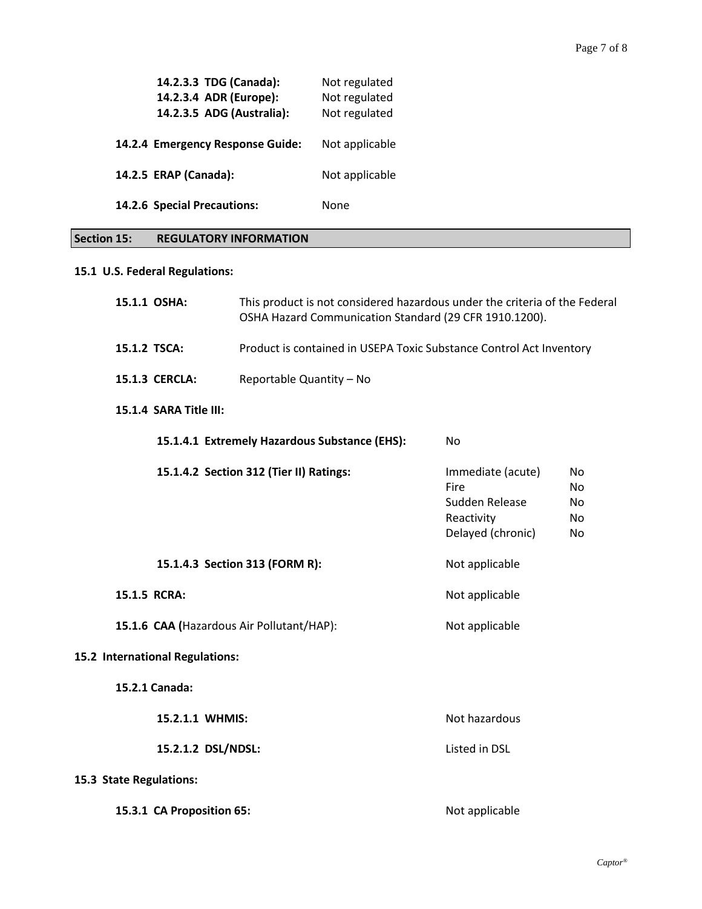**14.2.3.3 TDG (Canada):** Not regulated
**14.2.3.4 ADR (Europe):** Not regulated
**14.2.3.5 ADG (Australia):** Not regulated

**14.2.4 Emergency Response Guide:** Not applicable

**14.2.5 ERAP (Canada):** Not applicable

**14.2.6 Special Precautions:** None

## Section 15: REGULATORY INFORMATION

### 15.1 U.S. Federal Regulations:

**15.1.1 OSHA:** This product is not considered hazardous under the criteria of the Federal OSHA Hazard Communication Standard (29 CFR 1910.1200).

**15.1.2 TSCA:** Product is contained in USEPA Toxic Substance Control Act Inventory

**15.1.3 CERCLA:** Reportable Quantity – No

**15.1.4 SARA Title III:**

**15.1.4.1 Extremely Hazardous Substance (EHS):** No

**15.1.4.2 Section 312 (Tier II) Ratings:**

| | |
|---|---|
| Immediate (acute) | No |
| Fire | No |
| Sudden Release | No |
| Reactivity | No |
| Delayed (chronic) | No |

**15.1.4.3 Section 313 (FORM R):** Not applicable

**15.1.5 RCRA:** Not applicable

**15.1.6 CAA (**Hazardous Air Pollutant/HAP): Not applicable

### 15.2 International Regulations:

**15.2.1 Canada:**

**15.2.1.1 WHMIS:** Not hazardous

**15.2.1.2 DSL/NDSL:** Listed in DSL

### 15.3 State Regulations:

**15.3.1 CA Proposition 65:** Not applicable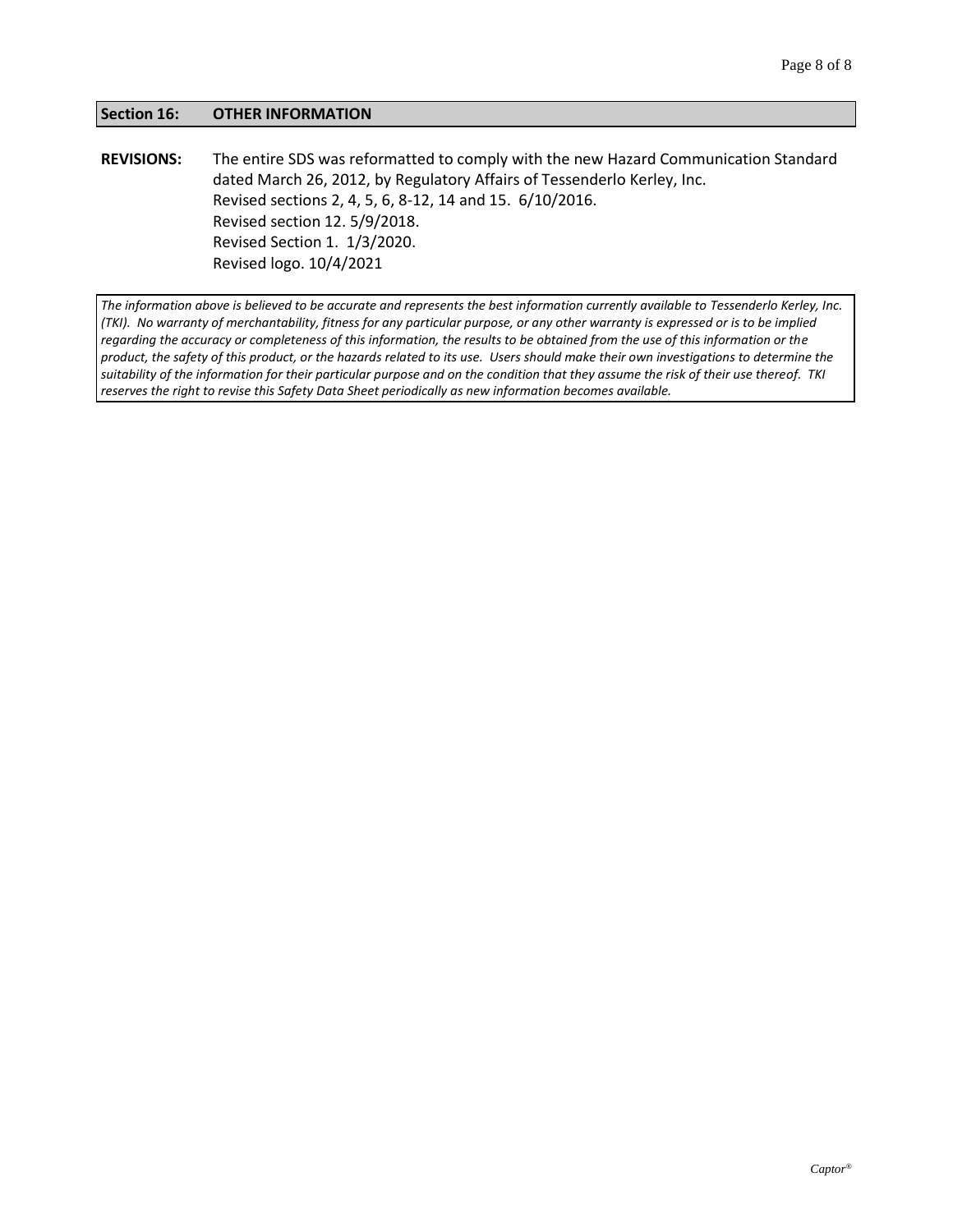## Section 16: OTHER INFORMATION

**REVISIONS:** The entire SDS was reformatted to comply with the new Hazard Communication Standard dated March 26, 2012, by Regulatory Affairs of Tessenderlo Kerley, Inc.
Revised sections 2, 4, 5, 6, 8-12, 14 and 15. 6/10/2016.
Revised section 12. 5/9/2018.
Revised Section 1. 1/3/2020.
Revised logo. 10/4/2021

*The information above is believed to be accurate and represents the best information currently available to Tessenderlo Kerley, Inc. (TKI). No warranty of merchantability, fitness for any particular purpose, or any other warranty is expressed or is to be implied regarding the accuracy or completeness of this information, the results to be obtained from the use of this information or the product, the safety of this product, or the hazards related to its use. Users should make their own investigations to determine the suitability of the information for their particular purpose and on the condition that they assume the risk of their use thereof. TKI reserves the right to revise this Safety Data Sheet periodically as new information becomes available.*